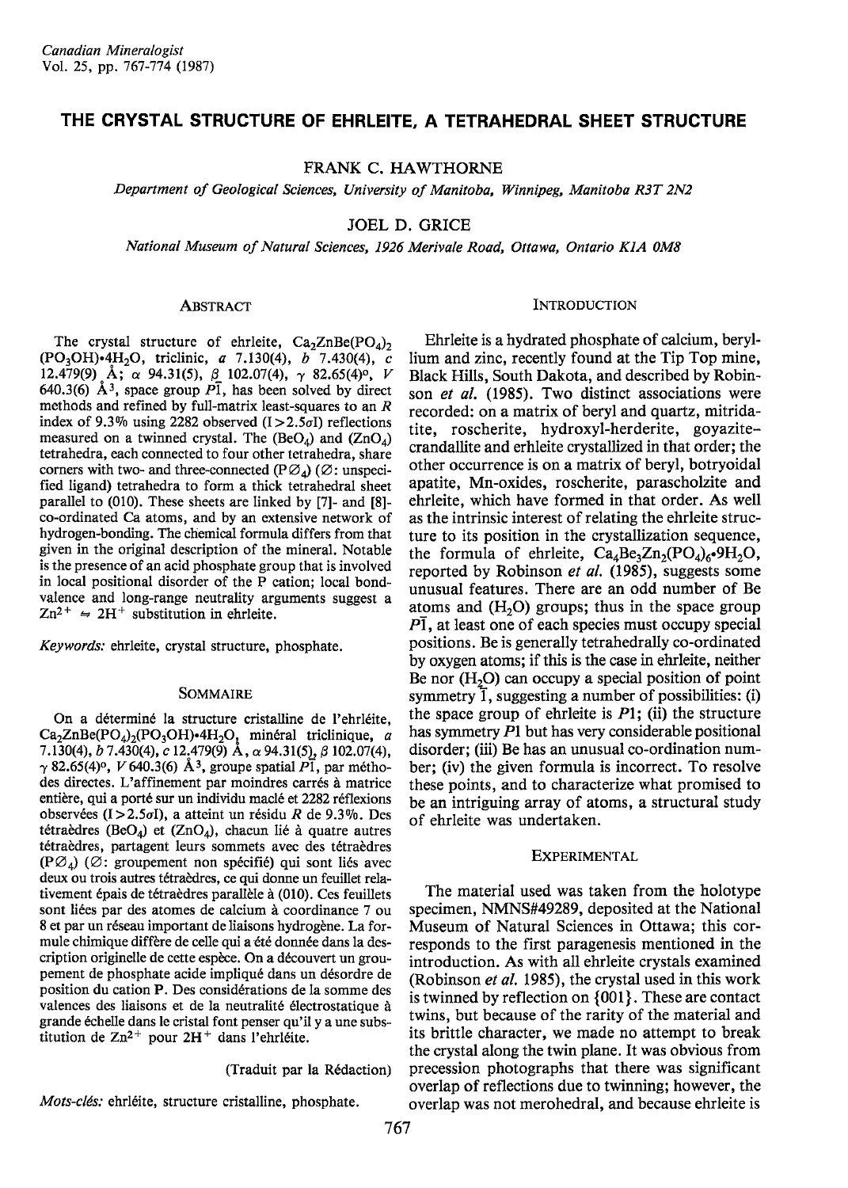# THE CRYSTAL STRUCTURE OF EHRLEITE, A TETRAHEDRAL SHEET STRUCTURE

FRANK C. HAWTHORNE

*Department of Geological Sciences, University of Manitoba, Winnipeg, Manitoba R3T 2N2*

JOEL D. GRICE

*National Museum of Natural Sciences, 1926 Merivale Road, Ottawa, Ontario K1A 0M8*

## ABSTRACT

The crystal structure of ehrleite, $Ca_2ZnBe(PO_4)_2(PO_3OH)\cdot 4H_2O$, triclinic, *a* 7.130(4), *b* 7.430(4), *c* 12.479(9) Å; α 94.31(5), β 102.07(4), γ 82.65(4)°, *V* 640.3(6) Å³, space group $P\bar{1}$, has been solved by direct methods and refined by full-matrix least-squares to an *R* index of 9.3% using 2282 observed ($I > 2.5\sigma I$) reflections measured on a twinned crystal. The $(BeO_4)$ and $(ZnO_4)$ tetrahedra, each connected to four other tetrahedra, share corners with two- and three-connected $(P\varnothing_4)$ (∅: unspecified ligand) tetrahedra to form a thick tetrahedral sheet parallel to (010). These sheets are linked by [7]- and [8]-co-ordinated Ca atoms, and by an extensive network of hydrogen-bonding. The chemical formula differs from that given in the original description of the mineral. Notable is the presence of an acid phosphate group that is involved in local positional disorder of the P cation; local bond-valence and long-range neutrality arguments suggest a $Zn^{2+} \rightleftharpoons 2H^+$ substitution in ehrleite.

*Keywords:* ehrleite, crystal structure, phosphate.

## SOMMAIRE

On a déterminé la structure cristalline de l'ehrléite, $Ca_2ZnBe(PO_4)_2(PO_3OH)\cdot 4H_2O$, minéral triclinique, *a* 7.130(4), *b* 7.430(4), *c* 12.479(9) Å, α 94.31(5), β 102.07(4), γ 82.65(4)°, *V* 640.3(6) Å³, groupe spatial $P\bar{1}$, par méthodes directes. L'affinement par moindres carrés à matrice entière, qui a porté sur un individu maclé et 2282 réflexions observées ($I > 2.5\sigma I$), a atteint un résidu *R* de 9.3%. Des tétraèdres $(BeO_4)$ et $(ZnO_4)$, chacun lié à quatre autres tétraèdres, partagent leurs sommets avec des tétraèdres $(P\varnothing_4)$ (∅: groupement non spécifié) qui sont liés avec deux ou trois autres tétraèdres, ce qui donne un feuillet relativement épais de tétraèdres parallèle à (010). Ces feuillets sont liées par des atomes de calcium à coordinance 7 ou 8 et par un réseau important de liaisons hydrogène. La formule chimique diffère de celle qui a été donnée dans la description originelle de cette espèce. On a découvert un groupement de phosphate acide impliqué dans un désordre de position du cation P. Des considérations de la somme des valences des liaisons et de la neutralité électrostatique à grande échelle dans le cristal font penser qu'il y a une substitution de $Zn^{2+}$ pour $2H^+$ dans l'ehrléite.

(Traduit par la Rédaction)

*Mots-clés:* ehrléite, structure cristalline, phosphate.

## INTRODUCTION

Ehrleite is a hydrated phosphate of calcium, beryllium and zinc, recently found at the Tip Top mine, Black Hills, South Dakota, and described by Robinson *et al.* (1985). Two distinct associations were recorded: on a matrix of beryl and quartz, mitridatite, roscherite, hydroxyl-herderite, goyazite–crandallite and ehrleite crystallized in that order; the other occurrence is on a matrix of beryl, botryoidal apatite, Mn-oxides, roscherite, parascholzite and ehrleite, which have formed in that order. As well as the intrinsic interest of relating the ehrleite structure to its position in the crystallization sequence, the formula of ehrleite, $Ca_4Be_3Zn_2(PO_4)_6\cdot 9H_2O$, reported by Robinson *et al.* (1985), suggests some unusual features. There are an odd number of Be atoms and $(H_2O)$ groups; thus in the space group $P\bar{1}$, at least one of each species must occupy special positions. Be is generally tetrahedrally co-ordinated by oxygen atoms; if this is the case in ehrleite, neither Be nor $(H_2O)$ can occupy a special position of point symmetry $\bar{1}$, suggesting a number of possibilities: (i) the space group of ehrleite is *P*1; (ii) the structure has symmetry *P*1 but has very considerable positional disorder; (iii) Be has an unusual co-ordination number; (iv) the given formula is incorrect. To resolve these points, and to characterize what promised to be an intriguing array of atoms, a structural study of ehrleite was undertaken.

## EXPERIMENTAL

The material used was taken from the holotype specimen, NMNS#49289, deposited at the National Museum of Natural Sciences in Ottawa; this corresponds to the first paragenesis mentioned in the introduction. As with all ehrleite crystals examined (Robinson *et al.* 1985), the crystal used in this work is twinned by reflection on {001}. These are contact twins, but because of the rarity of the material and its brittle character, we made no attempt to break the crystal along the twin plane. It was obvious from precession photographs that there was significant overlap of reflections due to twinning; however, the overlap was not merohedral, and because ehrleite is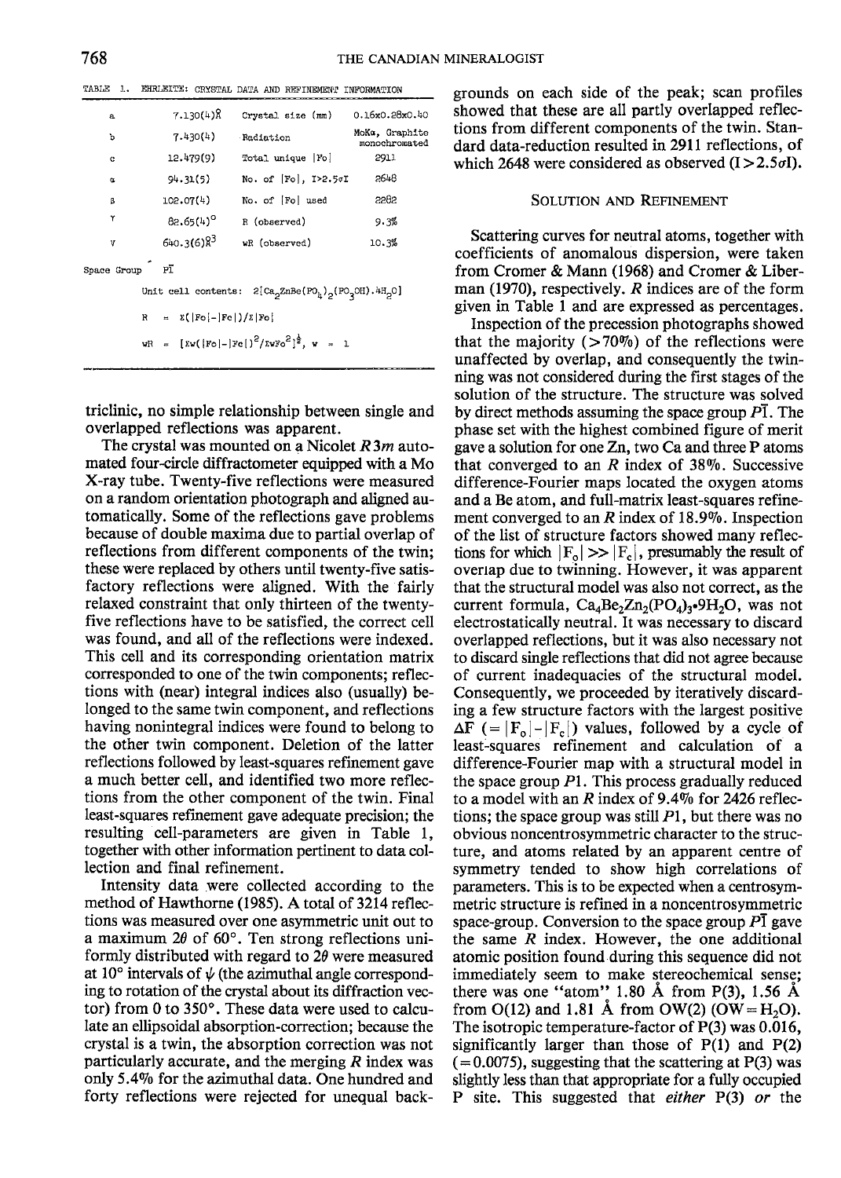TABLE 1. EHRLEITE: CRYSTAL DATA AND REFINEMENT INFORMATION

| | | | |
|---|---|---|---|
| a | 7.130(4)Å | Crystal size (mm) | 0.16x0.28x0.40 |
| b | 7.430(4) | Radiation | MoKα, Graphite monochromated |
| c | 12.479(9) | Total unique \|Fo\| | 2911 |
| α | 94.31(5) | No. of \|Fo\|, I>2.5σI | 2648 |
| β | 102.07(4) | No. of \|Fo\| used | 2282 |
| γ | 82.65(4)° | R (observed) | 9.3% |
| V | 640.3(6)Å$^3$ | wR (observed) | 10.3% |

Space Group $P\bar{1}$

Unit cell contents: $2[Ca_2ZnBe(PO_4)_2(PO_3OH).4H_2O]$

$R = \Sigma(|Fo|-|Fc|)/\Sigma|Fo|$

$wR = [\Sigma w(|Fo|-|Fc|)^2/\Sigma wFo^2]^{\frac{1}{2}},\ w = 1$

triclinic, no simple relationship between single and overlapped reflections was apparent.

The crystal was mounted on a Nicolet $R3m$ automated four-circle diffractometer equipped with a Mo X-ray tube. Twenty-five reflections were measured on a random orientation photograph and aligned automatically. Some of the reflections gave problems because of double maxima due to partial overlap of reflections from different components of the twin; these were replaced by others until twenty-five satisfactory reflections were aligned. With the fairly relaxed constraint that only thirteen of the twenty-five reflections have to be satisfied, the correct cell was found, and all of the reflections were indexed. This cell and its corresponding orientation matrix corresponded to one of the twin components; reflections with (near) integral indices also (usually) belonged to the same twin component, and reflections having nonintegral indices were found to belong to the other twin component. Deletion of the latter reflections followed by least-squares refinement gave a much better cell, and identified two more reflections from the other component of the twin. Final least-squares refinement gave adequate precision; the resulting cell-parameters are given in Table 1, together with other information pertinent to data collection and final refinement.

Intensity data were collected according to the method of Hawthorne (1985). A total of 3214 reflections was measured over one asymmetric unit out to a maximum $2\theta$ of 60°. Ten strong reflections uniformly distributed with regard to $2\theta$ were measured at 10° intervals of $\psi$ (the azimuthal angle corresponding to rotation of the crystal about its diffraction vector) from 0 to 350°. These data were used to calculate an ellipsoidal absorption-correction; because the crystal is a twin, the absorption correction was not particularly accurate, and the merging $R$ index was only 5.4% for the azimuthal data. One hundred and forty reflections were rejected for unequal backgrounds on each side of the peak; scan profiles showed that these are all partly overlapped reflections from different components of the twin. Standard data-reduction resulted in 2911 reflections, of which 2648 were considered as observed ($I > 2.5\sigma I$).

## SOLUTION AND REFINEMENT

Scattering curves for neutral atoms, together with coefficients of anomalous dispersion, were taken from Cromer & Mann (1968) and Cromer & Liberman (1970), respectively. $R$ indices are of the form given in Table 1 and are expressed as percentages.

Inspection of the precession photographs showed that the majority (>70%) of the reflections were unaffected by overlap, and consequently the twinning was not considered during the first stages of the solution of the structure. The structure was solved by direct methods assuming the space group $P\bar{1}$. The phase set with the highest combined figure of merit gave a solution for one Zn, two Ca and three P atoms that converged to an $R$ index of 38%. Successive difference-Fourier maps located the oxygen atoms and a Be atom, and full-matrix least-squares refinement converged to an $R$ index of 18.9%. Inspection of the list of structure factors showed many reflections for which $|F_o| >> |F_c|$, presumably the result of overlap due to twinning. However, it was apparent that the structural model was also not correct, as the current formula, $Ca_4Be_2Zn_2(PO_4)_3 \cdot 9H_2O$, was not electrostatically neutral. It was necessary to discard overlapped reflections, but it was also necessary not to discard single reflections that did not agree because of current inadequacies of the structural model. Consequently, we proceeded by iteratively discarding a few structure factors with the largest positive $\Delta F$ ($= |F_o| - |F_c|$) values, followed by a cycle of least-squares refinement and calculation of a difference-Fourier map with a structural model in the space group $P1$. This process gradually reduced to a model with an $R$ index of 9.4% for 2426 reflections; the space group was still $P1$, but there was no obvious noncentrosymmetric character to the structure, and atoms related by an apparent centre of symmetry tended to show high correlations of parameters. This is to be expected when a centrosymmetric structure is refined in a noncentrosymmetric space-group. Conversion to the space group $P\bar{1}$ gave the same $R$ index. However, the one additional atomic position found during this sequence did not immediately seem to make stereochemical sense; there was one "atom" 1.80 Å from P(3), 1.56 Å from O(12) and 1.81 Å from OW(2) (OW = $H_2O$). The isotropic temperature-factor of P(3) was 0.016, significantly larger than those of P(1) and P(2) (= 0.0075), suggesting that the scattering at P(3) was slightly less than that appropriate for a fully occupied P site. This suggested that *either* P(3) *or* the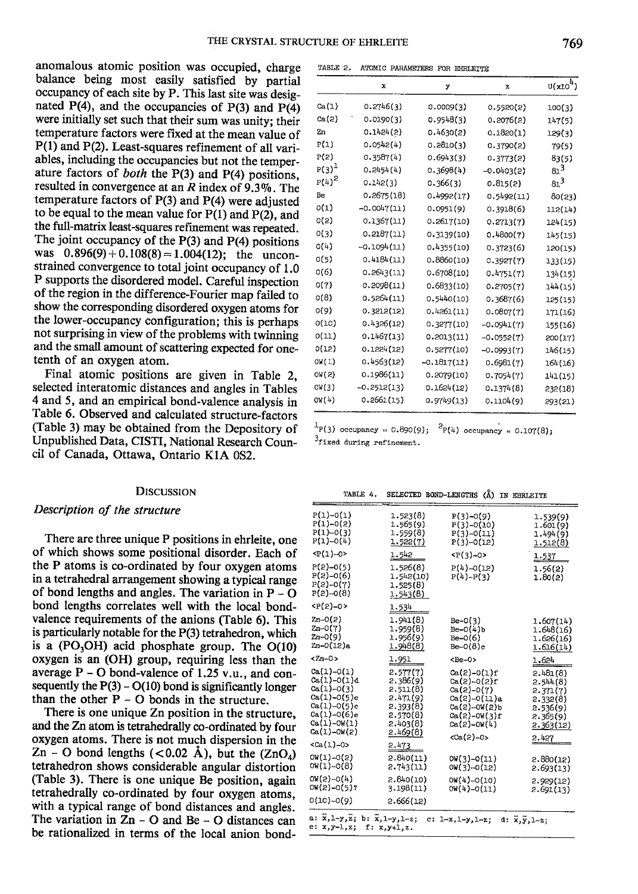anomalous atomic position was occupied, charge balance being most easily satisfied by partial occupancy of each site by P. This last site was designated P(4), and the occupancies of P(3) and P(4) were initially set such that their sum was unity; their temperature factors were fixed at the mean value of P(1) and P(2). Least-squares refinement of all variables, including the occupancies but not the temperature factors of *both* the P(3) and P(4) positions, resulted in convergence at an $R$ index of 9.3%. The temperature factors of P(3) and P(4) were adjusted to be equal to the mean value for P(1) and P(2), and the full-matrix least-squares refinement was repeated. The joint occupancy of the P(3) and P(4) positions was $0.896(9) + 0.108(8) = 1.004(12)$; the unconstrained convergence to total joint occupancy of 1.0 P supports the disordered model. Careful inspection of the region in the difference-Fourier map failed to show the corresponding disordered oxygen atoms for the lower-occupancy configuration; this is perhaps not surprising in view of the problems with twinning and the small amount of scattering expected for one-tenth of an oxygen atom.

Final atomic positions are given in Table 2, selected interatomic distances and angles in Tables 4 and 5, and an empirical bond-valence analysis in Table 6. Observed and calculated structure-factors (Table 3) may be obtained from the Depository of Unpublished Data, CISTI, National Research Council of Canada, Ottawa, Ontario K1A 0S2.

TABLE 2. ATOMIC PARAMETERS FOR EHRLEITE

| | x | y | z | U(x10[4]) |
|---|---|---|---|---|
| Ca(1) | 0.2746(3) | 0.0009(3) | 0.5520(2) | 100(3) |
| Ca(2) | 0.0190(3) | 0.9548(3) | 0.2076(2) | 147(5) |
| Zn | 0.1424(2) | 0.4630(2) | 0.1820(1) | 129(3) |
| P(1) | 0.0542(4) | 0.2810(3) | 0.3790(2) | 79(5) |
| P(2) | 0.3587(4) | 0.6943(3) | 0.3773(2) | 83(5) |
| P(3)[1] | 0.2454(4) | 0.3698(4) | -0.0403(2) | 81[3] |
| P(4)[2] | 0.142(3) | 0.366(3) | 0.815(2) | 81[3] |
| Be | 0.2675(18) | 0.4992(17) | 0.5492(11) | 80(23) |
| O(1) | -0.0047(11) | 0.0951(9) | 0.3918(6) | 112(14) |
| O(2) | 0.1367(11) | 0.2617(10) | 0.2713(7) | 124(15) |
| O(3) | 0.2187(11) | 0.3139(10) | 0.4800(7) | 145(15) |
| O(4) | -0.1094(11) | 0.4355(10) | 0.3723(6) | 120(15) |
| O(5) | 0.4184(11) | 0.8860(10) | 0.3927(7) | 133(15) |
| O(6) | 0.2643(11) | 0.6708(10) | 0.4751(7) | 134(15) |
| O(7) | 0.2098(11) | 0.6833(10) | 0.2705(7) | 144(15) |
| O(8) | 0.5264(11) | 0.5440(10) | 0.3687(6) | 125(15) |
| O(9) | 0.3212(12) | 0.4261(11) | 0.0807(7) | 171(16) |
| O(10) | 0.4326(12) | 0.3277(10) | -0.0941(7) | 155(16) |
| O(11) | 0.1467(13) | 0.2013(11) | -0.0552(7) | 200(17) |
| O(12) | 0.1224(12) | 0.5277(10) | -0.0993(7) | 146(15) |
| OW(1) | 0.4563(12) | -0.1817(11) | 0.6981(7) | 164(16) |
| OW(2) | 0.1986(11) | 0.2079(10) | 0.7054(7) | 141(15) |
| OW(3) | -0.2512(13) | 0.1624(12) | 0.1374(8) | 232(18) |
| OW(4) | 0.2661(15) | 0.9749(13) | 0.1104(9) | 293(21) |

[1] P(3) occupancy = 0.890(9); [2] P(4) occupancy = 0.107(8); [3] fixed during refinement.

## Discussion

### *Description of the structure*

There are three unique P positions in ehrleite, one of which shows some positional disorder. Each of the P atoms is co-ordinated by four oxygen atoms in a tetrahedral arrangement showing a typical range of bond lengths and angles. The variation in P – O bond lengths correlates well with the local bond-valence requirements of the anions (Table 6). This is particularly notable for the P(3) tetrahedron, which is a ($PO_3OH$) acid phosphate group. The O(10) oxygen is an (OH) group, requiring less than the average P – O bond-valence of 1.25 v.u., and consequently the P(3) – O(10) bond is significantly longer than the other P – O bonds in the structure.

There is one unique Zn position in the structure, and the Zn atom is tetrahedrally co-ordinated by four oxygen atoms. There is not much dispersion in the Zn – O bond lengths (<0.02 Å), but the ($ZnO_4$) tetrahedron shows considerable angular distortion (Table 3). There is one unique Be position, again tetrahedrally co-ordinated by four oxygen atoms, with a typical range of bond distances and angles. The variation in Zn – O and Be – O distances can be rationalized in terms of the local anion bond-

TABLE 4. SELECTED BOND-LENGTHS (Å) IN EHRLEITE

| | | | |
|---|---|---|---|
| P(1)-O(1) | 1.523(8) | P(3)-O(9) | 1.539(9) |
| P(1)-O(2) | 1.565(9) | P(3)-O(10) | 1.601(9) |
| P(1)-O(3) | 1.559(8) | P(3)-O(11) | 1.494(9) |
| P(1)-O(4) | 1.522(7) | P(3)-O(12) | 1.512(8) |
| <P(1)-O> | 1.542 | <P(3)-O> | 1.537 |
| P(2)-O(5) | 1.526(8) | P(4)-O(12) | 1.56(2) |
| P(2)-O(6) | 1.542(10) | P(4)-P(3) | 1.80(2) |
| P(2)-O(7) | 1.525(8) | | |
| P(2)-O(8) | 1.543(8) | | |
| <P(2)-O> | 1.534 | | |
| Zn-O(2) | 1.941(8) | Be-O(3) | 1.607(14) |
| Zn-O(7) | 1.959(8) | Be-O(4)b | 1.648(16) |
| Zn-O(9) | 1.956(9) | Be-O(6) | 1.626(16) |
| Zn-O(12)a | 1.948(8) | Be-O(8)c | 1.616(14) |
| <Zn-O> | 1.951 | <Be-O> | 1.624 |
| Ca(1)-O(1) | 2.577(7) | Ca(2)-O(1)f | 2.481(8) |
| Ca(1)-O(1)d | 2.386(9) | Ca(2)-O(2)f | 2.544(8) |
| Ca(1)-O(3) | 2.511(8) | Ca(2)-O(7) | 2.371(7) |
| Ca(1)-O(5)e | 2.471(9) | Ca(2)-O(11)a | 2.332(8) |
| Ca(1)-O(5)c | 2.393(8) | Ca(2)-OW(2)b | 2.536(9) |
| Ca(1)-O(6)e | 2.570(8) | Ca(2)-OW(3)f | 2.365(9) |
| Ca(1)-OW(1) | 2.403(8) | Ca(2)-OW(4) | 2.363(12) |
| Ca(1)-OW(2) | 2.469(8) | | |
| <Ca(1)-O> | 2.473 | <Ca(2)-O> | 2.427 |
| OW(1)-O(2) | 2.840(11) | OW(3)-O(11) | 2.880(12) |
| OW(1)-O(8) | 2.743(11) | OW(3)-O(12) | 2.693(13) |
| OW(2)-O(4) | 2.840(10) | OW(4)-O(10) | 2.929(12) |
| OW(2)-O(5)? | 3.198(11) | OW(4)-O(11) | 2.691(13) |
| O(10)-O(9) | 2.666(12) | | |

a: $\bar{x}$,1-y,$\bar{z}$; b: $\bar{x}$,1-y,1-z; c: 1-x,1-y,1-z; d: $\bar{x}$,$\bar{y}$,1-z; e: x,y-1,z; f: x,y+1,z.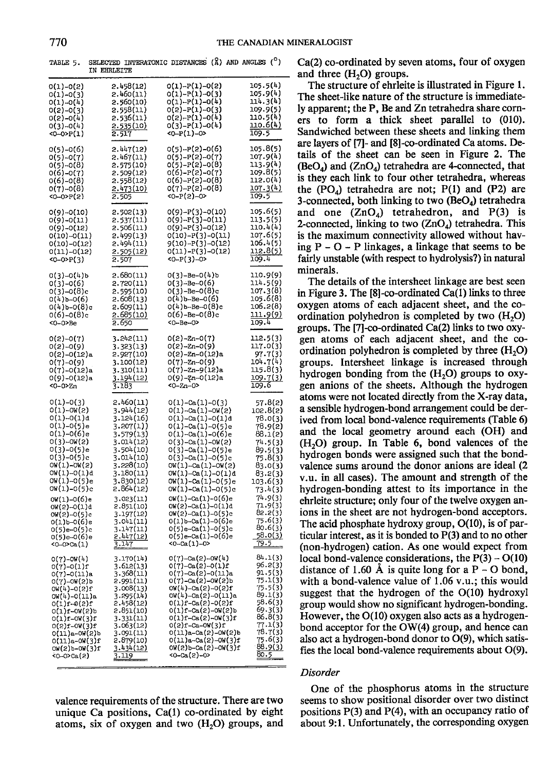TABLE 5. SELECTED INTERATOMIC DISTANCES (Å) AND ANGLES (°) IN EHRLEITE

| | | | |
|---|---|---|---|
| O(1)-O(2) | 2.458(12) | O(1)-P(1)-O(2) | 105.5(4) |
| O(1)-O(3) | 2.460(11) | O(1)-P(1)-O(3) | 105.9(4) |
| O(1)-O(4) | 2.560(10) | O(1)-P(1)-O(4) | 114.3(4) |
| O(2)-O(3) | 2.558(11) | O(2)-P(1)-O(3) | 109.9(5) |
| O(2)-O(4) | 2.536(11) | O(2)-P(1)-O(4) | 110.5(4) |
| O(3)-O(4) | 2.535(10) | O(3)-P(1)-O(4) | 110.6(4) |
| <O-O>P(1) | 2.517 | <O-P(1)-O> | 109.5 |
| O(5)-O(6) | 2.447(12) | O(5)-P(2)-O(6) | 105.8(5) |
| O(5)-O(7) | 2.467(11) | O(5)-P(2)-O(7) | 107.9(4) |
| O(5)-O(8) | 2.575(10) | O(5)-P(2)-O(8) | 113.9(4) |
| O(6)-O(7) | 2.509(12) | O(6)-P(2)-O(7) | 109.8(5) |
| O(6)-O(8) | 2.558(12) | O(6)-P(2)-O(8) | 112.0(4) |
| O(7)-O(8) | 2.473(10) | O(7)-P(2)-O(8) | 107.3(4) |
| <O-O>P(2) | 2.505 | <O-P(2)-O> | 109.5 |
| O(9)-O(10) | 2.502(13) | O(9)-P(3)-O(10) | 105.6(5) |
| O(9)-O(11) | 2.537(11) | O(9)-P(3)-O(11) | 113.5(5) |
| O(9)-O(12) | 2.506(11) | O(9)-P(3)-O(12) | 110.4(4) |
| O(10)-O(11) | 2.499(13) | O(10)-P(3)-O(11) | 107.6(5) |
| O(10)-O(12) | 2.494(11) | 9(10)-P(3)-O(12) | 106.4(5) |
| O(11)-O(12) | 2.505(12) | O(11)-P(3)-O(12) | 112.8(5) |
| <O-O>P(3) | 2.507 | <O-P(3)-O> | 109.4 |
| O(3)-O(4)b | 2.680(11) | O(3)-Be-O(4)b | 110.9(9) |
| O(3)-O(6) | 2.720(11) | O(3)-Be-O(6) | 114.5(9) |
| O(3)-O(8)c | 2.595(10) | O(3)-Be-O(8)c | 107.3(8) |
| O(4)b-O(6) | 2.608(13) | O(4)b-Be-O(6) | 105.6(8) |
| O(4)b-O(8)c | 2.609(11) | O(4)b-Be-O(8)c | 106.2(8) |
| O(6)-O(8)c | 2.685(10) | O(6)-Be-O(8)c | 111.9(9) |
| <O-O>Be | 2.650 | <O-Be-O> | 109.4 |
| O(2)-O(7) | 3.242(11) | O(2)-Zn-O(7) | 112.5(3) |
| O(2)-O(9) | 3.323(13) | O(2)-Zn-O(9) | 117.0(3) |
| O(2)-O(12)a | 2.927(10) | O(2)-Zn-O(12)a | 97.7(3) |
| O(7)-O(9) | 3.100(12) | O(7)-Zn-O(9) | 104.7(4) |
| O(7)-O(12)a | 3.310(11) | O(7)-Zn-9(12)a | 115.8(3) |
| O(9)-O(12)a | 3.194(12) | O(9)-Zn-O(12)a | 109.7(3) |
| <O-O>Zn | 3.183 | <O-Zn-O> | 109.6 |
| O(1)-O(3) | 2.460(11) | O(1)-Ca(1)-O(3) | 57.8(2) |
| O(1)-OW(2) | 3.944(12) | O(1)-Ca(1)-OW(2) | 102.8(2) |
| O(1)-O(1)d | 3.124(16) | O(1)-Ca(1)-O(1)d | 78.0(3) |
| O(1)-O(5)e | 3.207(11) | O(1)-Ca(1)-O(5)e | 78.9(2) |
| O(1)-O(6)e | 3.579(13) | O(1)-Ca(1)-O(6)e | 88.1(2) |
| O(3)-OW(2) | 3.014(12) | O(3)-Ca(1)-OW(2) | 74.5(3) |
| O(3)-O(5)e | 3.504(10) | O(3)-Ca(1)-O(5)e | 89.5(3) |
| O(3)-O(5)c | 3.014(10) | O(3)-Ca(1)-O(5)c | 75.8(3) |
| OW(1)-OW(2) | 3.228(10) | OW(1)-Ca(1)-OW(2) | 83.0(3) |
| OW(1)-O(1)d | 3.180(11) | OW(1)-Ca(1)-O(1)d | 83.2(3) |
| OW(1)-O(5)e | 3.830(12) | OW(1)-Ca(1)-O(5)e | 103.6(3) |
| OW(1)-O(5)c | 2.864(12) | OW(1)-Ca(1)-O(5)c | 73.4(3) |
| OW(1)-O(6)e | 3.023(11) | OW(1)-Ca(1)-O(6)e | 74.9(3) |
| OW(2)-O(1)d | 2.851(10) | OW(2)-Ca(1)-O(1)d | 71.9(3) |
| OW(2)-O(5)c | 3.197(12) | OW(2)-Ca(1)-O(5)c | 82.2(3) |
| O(1)b-O(6)e | 3.041(11) | O(1)b-Ca(1)-O(6)e | 75.6(3) |
| O(5)e-O(5)c | 3.147(11) | O(5)e-Ca(1)-O(5)c | 80.6(3) |
| O(5)e-O(6)e | 2.447(12) | O(5)e-Ca(1)-O(6)e | 58.0(3) |
| <O-O>Ca(1) | 3.147 | <O-Ca(1)-O> | 79.5 |
| O(7)-OW(4) | 3.170(14) | O(7)-Ca(2)-OW(4) | 84.1(3) |
| O(7)-O(1)f | 3.612(13) | O(7)-Ca(2)-O(1)f | 96.2(3) |
| O(7)-O(11)a | 3.368(11) | O(7)-Ca(2)-O(11)a | 91.5(3) |
| O(7)-OW(2)b | 2.991(11) | O(7)-Ca(2)-OW(2)b | 75.1(3) |
| OW(4)-O(2)f | 3.008(13) | OW(4)-Ca(2)-O(2)f | 75.5(3) |
| OW(4)-O(11)a | 3.295(14) | OW(4)-Ca(2)-O(11)a | 89.1(3) |
| O(1)f-O(2)f | 2.458(12) | O(1)f-Ca(2)-O(2)f | 58.6(3) |
| O(1)f-OW(2)b | 2.851(10) | O(1)f-Ca(2)-OW(2)b | 69.3(3) |
| O(1)f-OW(3)f | 3.331(11) | O(1)f-Ca(2)-OW(3)f | 86.8(3) |
| O(2)f-OW(3)f | 3.063(12) | O(2)f-Ca-OW(3)f | 77.1(3) |
| O(11)a-OW(2)b | 3.091(11) | O(11)a-Ca(2)-OW(2)b | 78.7(3) |
| O(11)a-OW(3)f | 2.879(10) | O(11)a-Ca(2)-OW(3)f | 75.6(3) |
| OW(2)b-OW(3)f | 3.434(12) | OW(2)b-Ca(2)-OW(3)f | 88.9(3) |
| <O-O>Ca(2) | 3.119 | <O-Ca(2)-O> | 80.5 |

valence requirements of the structure. There are two unique Ca positions, Ca(1) co-ordinated by eight atoms, six of oxygen and two ($H_2O$) groups, and Ca(2) co-ordinated by seven atoms, four of oxygen and three ($H_2O$) groups.

The structure of ehrleite is illustrated in Figure 1. The sheet-like nature of the structure is immediately apparent; the P, Be and Zn tetrahedra share corners to form a thick sheet parallel to (010). Sandwiched between these sheets and linking them are layers of [7]- and [8]-co-ordinated Ca atoms. Details of the sheet can be seen in Figure 2. The ($BeO_4$) and ($ZnO_4$) tetrahedra are 4-connected, that is they each link to four other tetrahedra, whereas the ($PO_4$) tetrahedra are not; P(1) and (P2) are 3-connected, both linking to two ($BeO_4$) tetrahedra and one ($ZnO_4$) tetrahedron, and P(3) is 2-connected, linking to two ($ZnO_4$) tetrahedra. This is the maximum connectivity allowed without having P – O – P linkages, a linkage that seems to be fairly unstable (with respect to hydrolysis?) in natural minerals.

The details of the intersheet linkage are best seen in Figure 3. The [8]-co-ordinated Ca(1) links to three oxygen atoms of each adjacent sheet, and the co-ordination polyhedron is completed by two ($H_2O$) groups. The [7]-co-ordinated Ca(2) links to two oxygen atoms of each adjacent sheet, and the co-ordination polyhedron is completed by three ($H_2O$) groups. Intersheet linkage is increased through hydrogen bonding from the ($H_2O$) groups to oxygen anions of the sheets. Although the hydrogen atoms were not located directly from the X-ray data, a sensible hydrogen-bond arrangement could be derived from local bond-valence requirements (Table 6) and the local geometry around each (OH) and ($H_2O$) group. In Table 6, bond valences of the hydrogen bonds were assigned such that the bond-valence sums around the donor anions are ideal (2 v.u. in all cases). The amount and strength of the hydrogen-bonding attest to its importance in the ehrleite structure; only four of the twelve oxygen anions in the sheet are not hydrogen-bond acceptors. The acid phosphate hydroxy group, O(10), is of particular interest, as it is bonded to P(3) and to no other (non-hydrogen) cation. As one would expect from local bond-valence considerations, the P(3) – O(10) distance of 1.60 Å is quite long for a P – O bond, with a bond-valence value of 1.06 v.u.; this would suggest that the hydrogen of the O(10) hydroxyl group would show no significant hydrogen-bonding. However, the O(10) oxygen also acts as a hydrogen-bond acceptor for the OW(4) group, and hence can also act a hydrogen-bond donor to O(9), which satisfies the local bond-valence requirements about O(9).

### *Disorder*

One of the phosphorus atoms in the structure seems to show positional disorder over two distinct positions P(3) and P(4), with an occupancy ratio of about 9:1. Unfortunately, the corresponding oxygen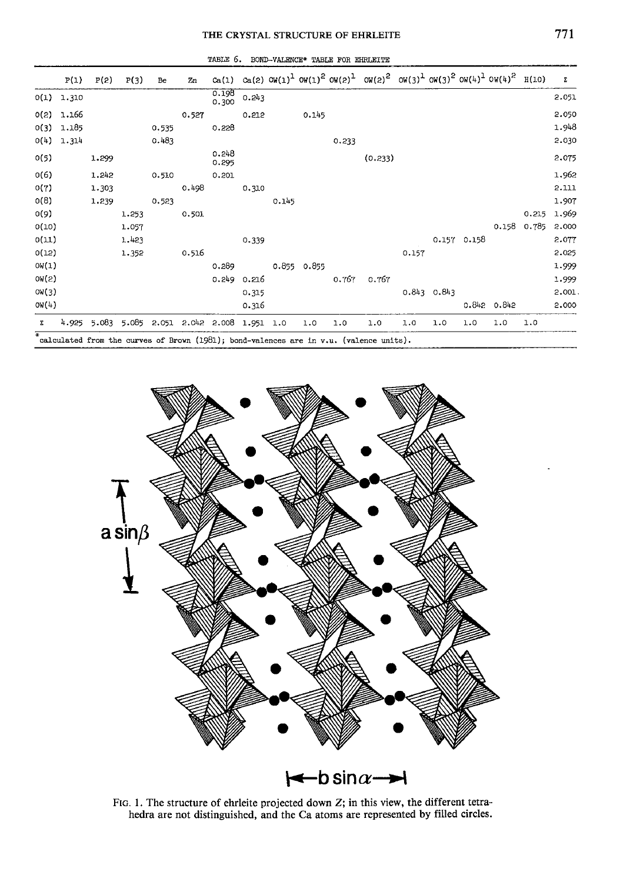TABLE 6. BOND-VALENCE* TABLE FOR EHRLEITE

| | P(1) | P(2) | P(3) | Be | Zn | Ca(1) | Ca(2) | OW(1)[1] | OW(1)[2] | OW(2)[1] | OW(2)[2] | OW(3)[1] | OW(3)[2] | OW(4)[1] | OW(4)[2] | H(10) | Σ |
|---|---|---|---|---|---|---|---|---|---|---|---|---|---|---|---|---|---|
| O(1) | 1.310 | | | | | 0.198<br>0.300 | 0.243 | | | | | | | | | | 2.051 |
| O(2) | 1.166 | | | | 0.527 | | 0.212 | | 0.145 | | | | | | | | 2.050 |
| O(3) | 1.185 | | | 0.535 | | 0.228 | | | | | | | | | | | 1.948 |
| O(4) | 1.314 | | | 0.483 | | | | | | 0.233 | | | | | | | 2.030 |
| O(5) | | 1.299 | | | | 0.248<br>0.295 | | | | | (0.233) | | | | | | 2.075 |
| O(6) | | 1.242 | | 0.510 | | 0.201 | | | | | | | | | | | 1.962 |
| O(7) | | 1.303 | | | 0.498 | | 0.310 | | | | | | | | | | 2.111 |
| O(8) | | 1.239 | | 0.523 | | | | 0.145 | | | | | | | | | 1.907 |
| O(9) | | | 1.253 | | 0.501 | | | | | | | | | | | 0.215 | 1.969 |
| O(10) | | | 1.057 | | | | | | | | | | | | 0.158 | 0.785 | 2.000 |
| O(11) | | | 1.423 | | | | 0.339 | | | | | | 0.157 | 0.158 | | | 2.077 |
| O(12) | | | 1.352 | | 0.516 | | | | | | | 0.157 | | | | | 2.025 |
| OW(1) | | | | | | 0.289 | | 0.855 | 0.855 | | | | | | | | 1.999 |
| OW(2) | | | | | | 0.249 | 0.216 | | | 0.767 | 0.767 | | | | | | 1.999 |
| OW(3) | | | | | | | 0.315 | | | | | 0.843 | 0.843 | | | | 2.001 |
| OW(4) | | | | | | | 0.316 | | | | | | | 0.842 | 0.842 | | 2.000 |
| Σ | 4.925 | 5.083 | 5.085 | 2.051 | 2.042 | 2.008 | 1.951 | 1.0 | 1.0 | 1.0 | 1.0 | 1.0 | 1.0 | 1.0 | 1.0 | 1.0 | |

*calculated from the curves of Brown (1981); bond-valences are in v.u. (valence units).

FIG. 1. The structure of ehrleite projected down Z; in this view, the different tetrahedra are not distinguished, and the Ca atoms are represented by filled circles.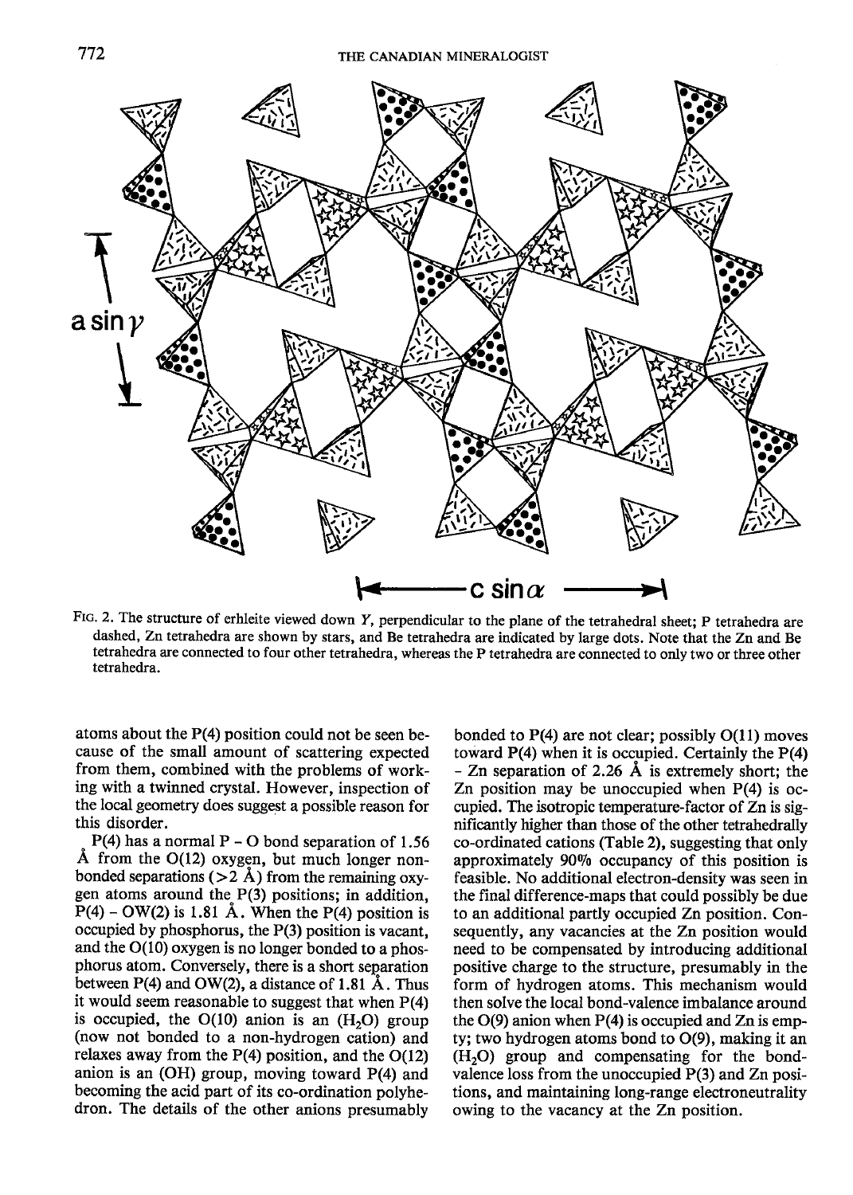FIG. 2. The structure of erhleite viewed down $Y$, perpendicular to the plane of the tetrahedral sheet; P tetrahedra are dashed, Zn tetrahedra are shown by stars, and Be tetrahedra are indicated by large dots. Note that the Zn and Be tetrahedra are connected to four other tetrahedra, whereas the P tetrahedra are connected to only two or three other tetrahedra.

atoms about the P(4) position could not be seen because of the small amount of scattering expected from them, combined with the problems of working with a twinned crystal. However, inspection of the local geometry does suggest a possible reason for this disorder.

P(4) has a normal P – O bond separation of 1.56 Å from the O(12) oxygen, but much longer non-bonded separations (>2 Å) from the remaining oxygen atoms around the P(3) positions; in addition, P(4) – OW(2) is 1.81 Å. When the P(4) position is occupied by phosphorus, the P(3) position is vacant, and the O(10) oxygen is no longer bonded to a phosphorus atom. Conversely, there is a short separation between P(4) and OW(2), a distance of 1.81 Å. Thus it would seem reasonable to suggest that when P(4) is occupied, the O(10) anion is an ($H_2O$) group (now not bonded to a non-hydrogen cation) and relaxes away from the P(4) position, and the O(12) anion is an (OH) group, moving toward P(4) and becoming the acid part of its co-ordination polyhedron. The details of the other anions presumably bonded to P(4) are not clear; possibly O(11) moves toward P(4) when it is occupied. Certainly the P(4) – Zn separation of 2.26 Å is extremely short; the Zn position may be unoccupied when P(4) is occupied. The isotropic temperature-factor of Zn is significantly higher than those of the other tetrahedrally co-ordinated cations (Table 2), suggesting that only approximately 90% occupancy of this position is feasible. No additional electron-density was seen in the final difference-maps that could possibly be due to an additional partly occupied Zn position. Consequently, any vacancies at the Zn position would need to be compensated by introducing additional positive charge to the structure, presumably in the form of hydrogen atoms. This mechanism would then solve the local bond-valence imbalance around the O(9) anion when P(4) is occupied and Zn is empty; two hydrogen atoms bond to O(9), making it an ($H_2O$) group and compensating for the bond-valence loss from the unoccupied P(3) and Zn positions, and maintaining long-range electroneutrality owing to the vacancy at the Zn position.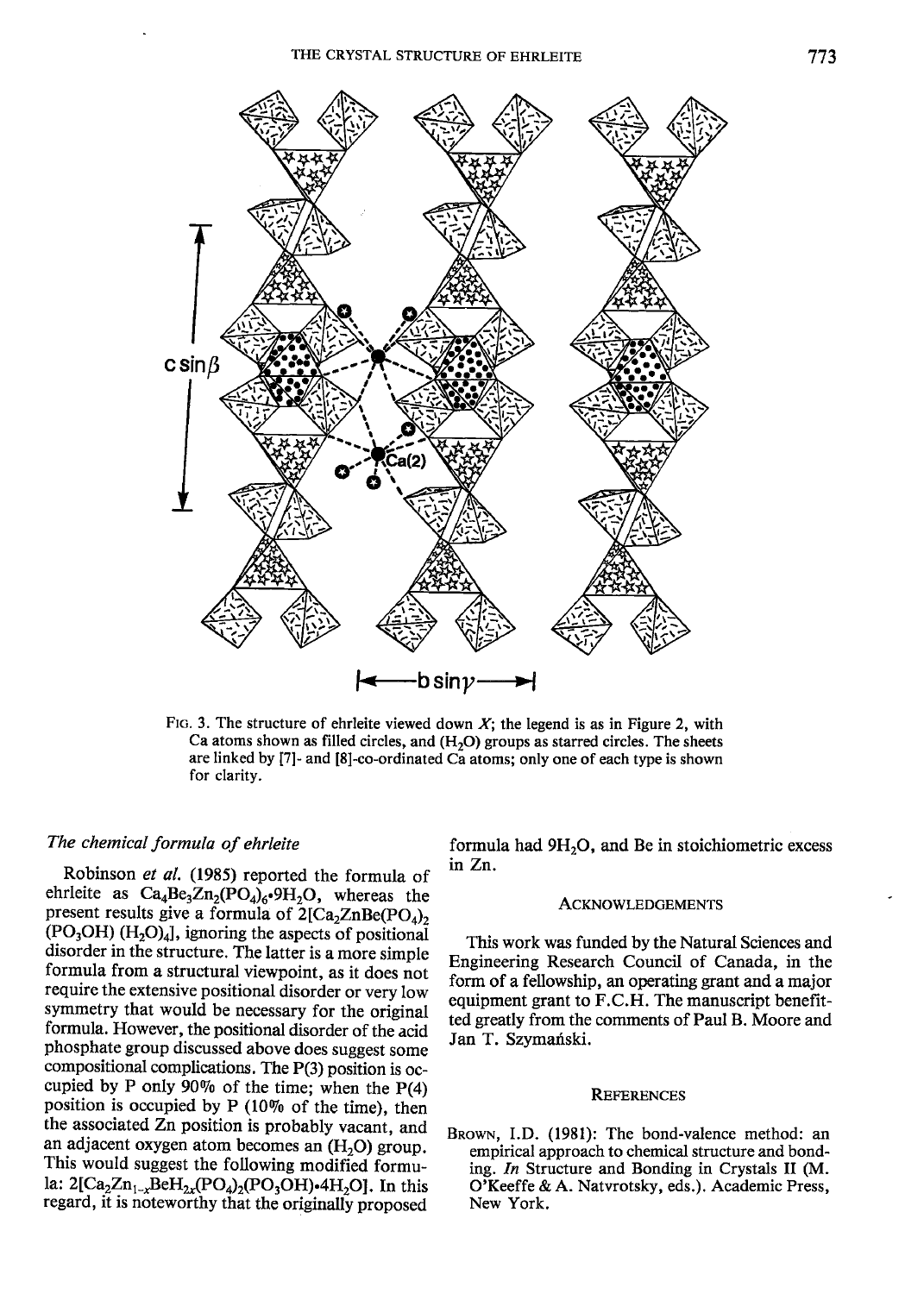FIG. 3. The structure of ehrleite viewed down $X$; the legend is as in Figure 2, with Ca atoms shown as filled circles, and $(H_2O)$ groups as starred circles. The sheets are linked by [7]- and [8]-co-ordinated Ca atoms; only one of each type is shown for clarity.

### *The chemical formula of ehrleite*

Robinson *et al.* (1985) reported the formula of ehrleite as $Ca_4Be_3Zn_2(PO_4)_6{\cdot}9H_2O$, whereas the present results give a formula of $2[Ca_2ZnBe(PO_4)_2(PO_3OH)(H_2O)_4]$, ignoring the aspects of positional disorder in the structure. The latter is a more simple formula from a structural viewpoint, as it does not require the extensive positional disorder or very low symmetry that would be necessary for the original formula. However, the positional disorder of the acid phosphate group discussed above does suggest some compositional complications. The P(3) position is occupied by P only 90% of the time; when the P(4) position is occupied by P (10% of the time), then the associated Zn position is probably vacant, and an adjacent oxygen atom becomes an $(H_2O)$ group. This would suggest the following modified formula: $2[Ca_2Zn_{1-x}BeH_{2x}(PO_4)_2(PO_3OH){\cdot}4H_2O]$. In this regard, it is noteworthy that the originally proposed formula had $9H_2O$, and Be in stoichiometric excess in Zn.

## ACKNOWLEDGEMENTS

This work was funded by the Natural Sciences and Engineering Research Council of Canada, in the form of a fellowship, an operating grant and a major equipment grant to F.C.H. The manuscript benefitted greatly from the comments of Paul B. Moore and Jan T. Szymański.

## REFERENCES

BROWN, I.D. (1981): The bond-valence method: an empirical approach to chemical structure and bonding. *In* Structure and Bonding in Crystals II (M. O'Keeffe & A. Natvrotsky, eds.). Academic Press, New York.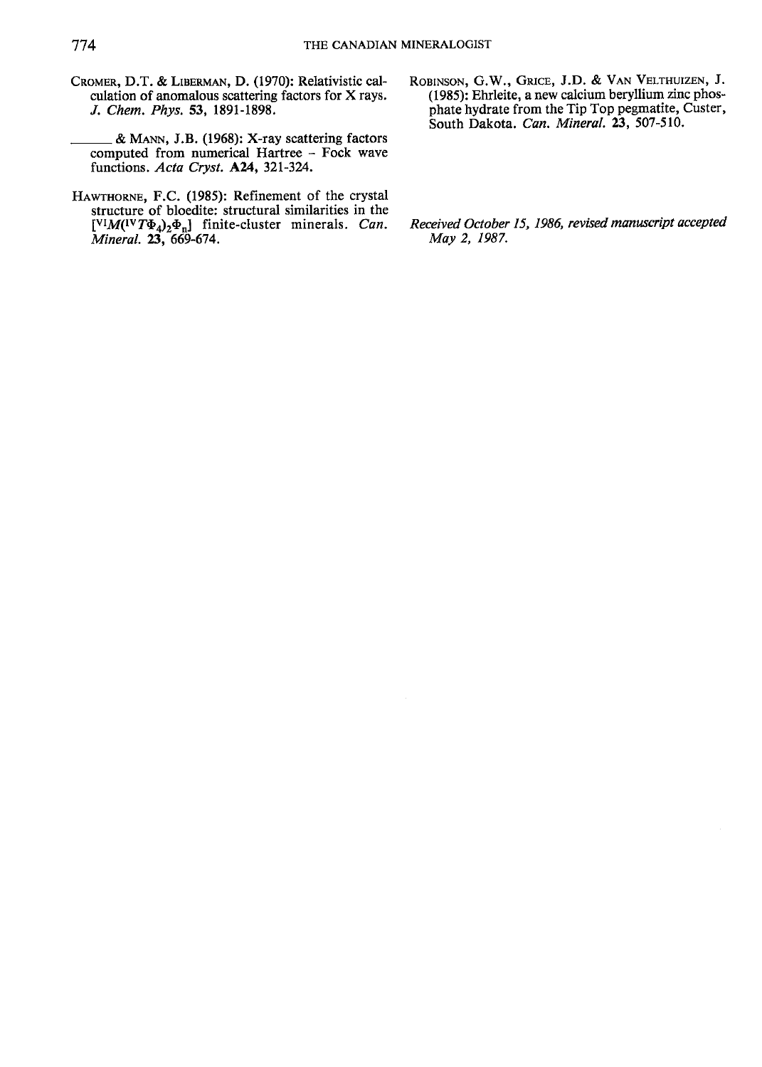CROMER, D.T. & LIBERMAN, D. (1970): Relativistic calculation of anomalous scattering factors for X rays. *J. Chem. Phys.* **53**, 1891-1898.

\_\_\_\_\_\_ & MANN, J.B. (1968): X-ray scattering factors computed from numerical Hartree – Fock wave functions. *Acta Cryst.* **A24**, 321-324.

HAWTHORNE, F.C. (1985): Refinement of the crystal structure of bloedite: structural similarities in the $[{}^{VI}M({}^{IV}T\Phi_4)_2\Phi_n]$ finite-cluster minerals. *Can. Mineral.* **23**, 669-674.

ROBINSON, G.W., GRICE, J.D. & VAN VELTHUIZEN, J. (1985): Ehrleite, a new calcium beryllium zinc phosphate hydrate from the Tip Top pegmatite, Custer, South Dakota. *Can. Mineral.* **23**, 507-510.

*Received October 15, 1986, revised manuscript accepted May 2, 1987.*